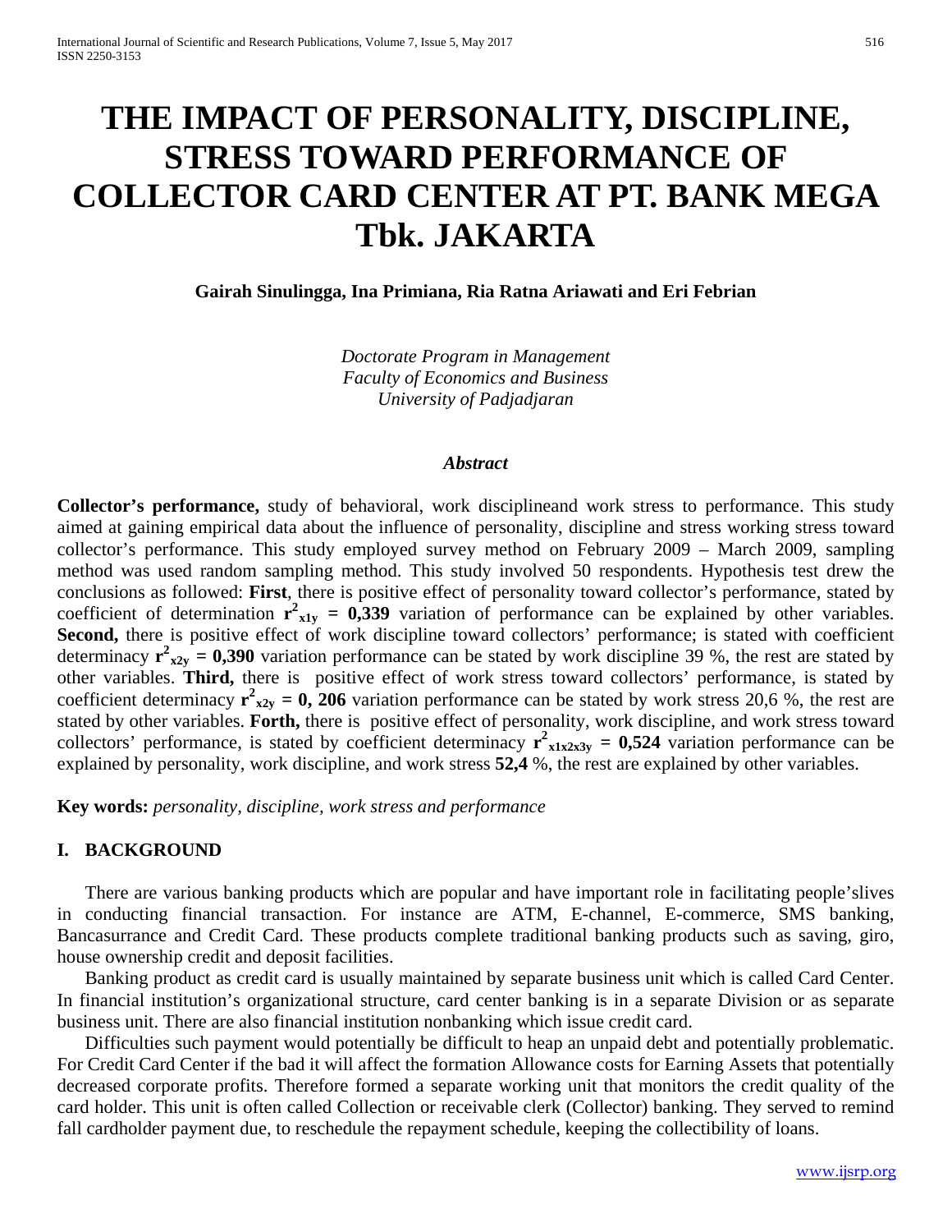# THE IMPACT OF PERSONALITY, DISCIPLINE, STRESS TOWARD PERFORMANCE OF COLLECTOR CARD CENTER AT PT. BANK MEGA Tbk. JAKARTA

**Gairah Sinulingga, Ina Primiana, Ria Ratna Ariawati and Eri Febrian**

*Doctorate Program in Management*
*Faculty of Economics and Business*
*University of Padjadjaran*

***Abstract***

**Collector's performance,** study of behavioral, work disciplineand work stress to performance. This study aimed at gaining empirical data about the influence of personality, discipline and stress working stress toward collector's performance. This study employed survey method on February 2009 – March 2009, sampling method was used random sampling method. This study involved 50 respondents. Hypothesis test drew the conclusions as followed: **First**, there is positive effect of personality toward collector's performance, stated by coefficient of determination $\mathbf{r^2_{x1y} = 0{,}339}$ variation of performance can be explained by other variables. **Second,** there is positive effect of work discipline toward collectors' performance; is stated with coefficient determinacy $\mathbf{r^2_{x2y} = 0{,}390}$ variation performance can be stated by work discipline 39 %, the rest are stated by other variables. **Third,** there is positive effect of work stress toward collectors' performance, is stated by coefficient determinacy $\mathbf{r^2_{x2y} = 0{,}\ 206}$ variation performance can be stated by work stress 20,6 %, the rest are stated by other variables. **Forth,** there is positive effect of personality, work discipline, and work stress toward collectors' performance, is stated by coefficient determinacy $\mathbf{r^2_{x1x2x3y} = 0{,}524}$ variation performance can be explained by personality, work discipline, and work stress **52,4** %, the rest are explained by other variables.

**Key words:** *personality, discipline, work stress and performance*

## I. BACKGROUND

There are various banking products which are popular and have important role in facilitating people'slives in conducting financial transaction. For instance are ATM, E-channel, E-commerce, SMS banking, Bancasurrance and Credit Card. These products complete traditional banking products such as saving, giro, house ownership credit and deposit facilities.

Banking product as credit card is usually maintained by separate business unit which is called Card Center. In financial institution's organizational structure, card center banking is in a separate Division or as separate business unit. There are also financial institution nonbanking which issue credit card.

Difficulties such payment would potentially be difficult to heap an unpaid debt and potentially problematic. For Credit Card Center if the bad it will affect the formation Allowance costs for Earning Assets that potentially decreased corporate profits. Therefore formed a separate working unit that monitors the credit quality of the card holder. This unit is often called Collection or receivable clerk (Collector) banking. They served to remind fall cardholder payment due, to reschedule the repayment schedule, keeping the collectibility of loans.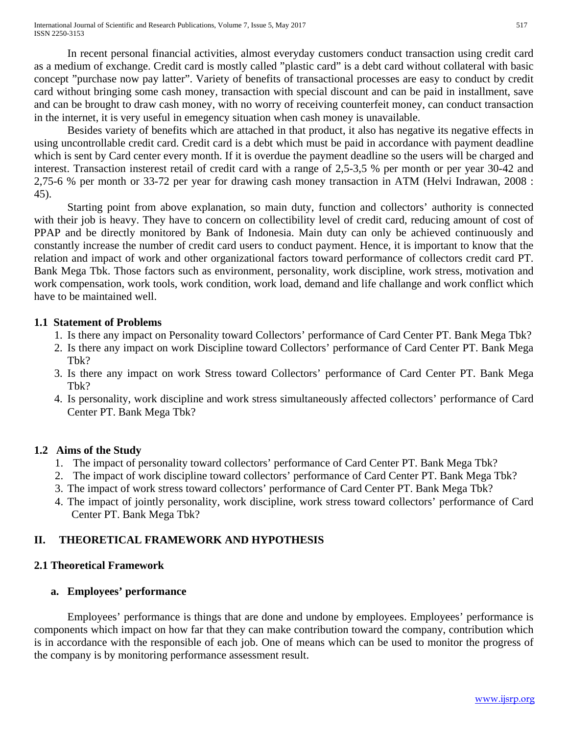In recent personal financial activities, almost everyday customers conduct transaction using credit card as a medium of exchange. Credit card is mostly called "plastic card" is a debt card without collateral with basic concept "purchase now pay latter". Variety of benefits of transactional processes are easy to conduct by credit card without bringing some cash money, transaction with special discount and can be paid in installment, save and can be brought to draw cash money, with no worry of receiving counterfeit money, can conduct transaction in the internet, it is very useful in emegency situation when cash money is unavailable.

Besides variety of benefits which are attached in that product, it also has negative its negative effects in using uncontrollable credit card. Credit card is a debt which must be paid in accordance with payment deadline which is sent by Card center every month. If it is overdue the payment deadline so the users will be charged and interest. Transaction insterest retail of credit card with a range of 2,5-3,5 % per month or per year 30-42 and 2,75-6 % per month or 33-72 per year for drawing cash money transaction in ATM (Helvi Indrawan, 2008 : 45).

Starting point from above explanation, so main duty, function and collectors' authority is connected with their job is heavy. They have to concern on collectibility level of credit card, reducing amount of cost of PPAP and be directly monitored by Bank of Indonesia. Main duty can only be achieved continuously and constantly increase the number of credit card users to conduct payment. Hence, it is important to know that the relation and impact of work and other organizational factors toward performance of collectors credit card PT. Bank Mega Tbk. Those factors such as environment, personality, work discipline, work stress, motivation and work compensation, work tools, work condition, work load, demand and life challange and work conflict which have to be maintained well.

### 1.1 Statement of Problems

1. Is there any impact on Personality toward Collectors' performance of Card Center PT. Bank Mega Tbk?
2. Is there any impact on work Discipline toward Collectors' performance of Card Center PT. Bank Mega Tbk?
3. Is there any impact on work Stress toward Collectors' performance of Card Center PT. Bank Mega Tbk?
4. Is personality, work discipline and work stress simultaneously affected collectors' performance of Card Center PT. Bank Mega Tbk?

### 1.2 Aims of the Study

1. The impact of personality toward collectors' performance of Card Center PT. Bank Mega Tbk?
2. The impact of work discipline toward collectors' performance of Card Center PT. Bank Mega Tbk?
3. The impact of work stress toward collectors' performance of Card Center PT. Bank Mega Tbk?
4. The impact of jointly personality, work discipline, work stress toward collectors' performance of Card Center PT. Bank Mega Tbk?

## II. THEORETICAL FRAMEWORK AND HYPOTHESIS

### 2.1 Theoretical Framework

#### a. Employees' performance

Employees' performance is things that are done and undone by employees. Employees' performance is components which impact on how far that they can make contribution toward the company, contribution which is in accordance with the responsible of each job. One of means which can be used to monitor the progress of the company is by monitoring performance assessment result.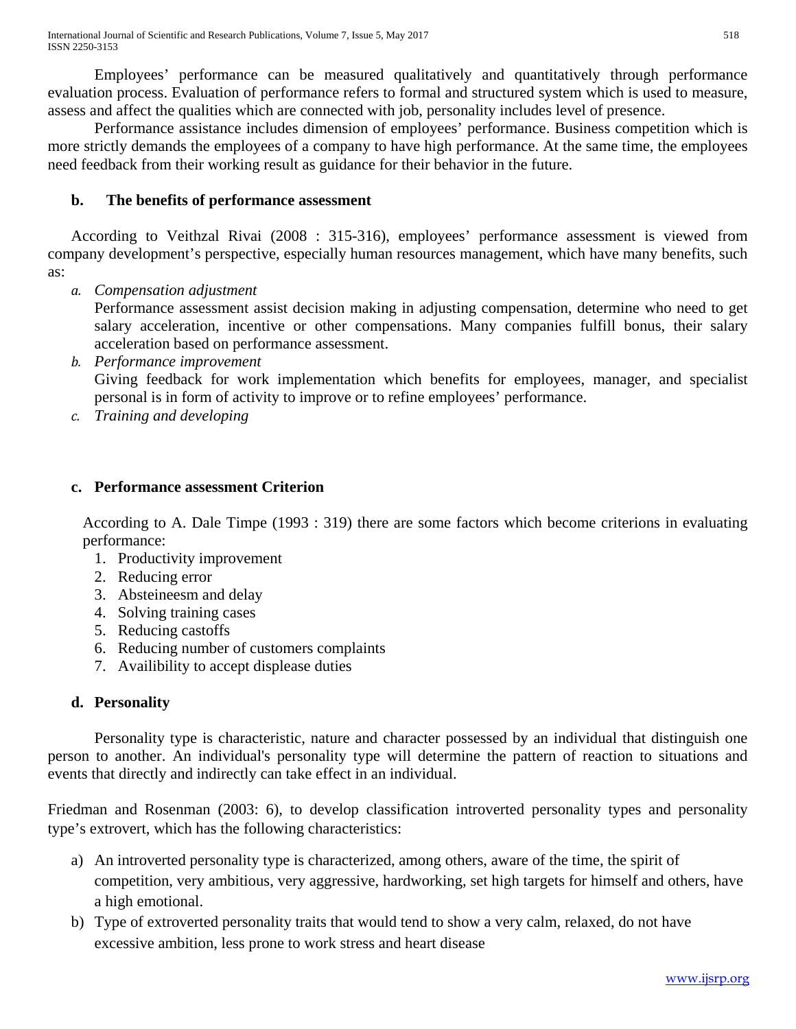Employees' performance can be measured qualitatively and quantitatively through performance evaluation process. Evaluation of performance refers to formal and structured system which is used to measure, assess and affect the qualities which are connected with job, personality includes level of presence.

Performance assistance includes dimension of employees' performance. Business competition which is more strictly demands the employees of a company to have high performance. At the same time, the employees need feedback from their working result as guidance for their behavior in the future.

### b. The benefits of performance assessment

According to Veithzal Rivai (2008 : 315-316), employees' performance assessment is viewed from company development's perspective, especially human resources management, which have many benefits, such as:

a. *Compensation adjustment*
   Performance assessment assist decision making in adjusting compensation, determine who need to get salary acceleration, incentive or other compensations. Many companies fulfill bonus, their salary acceleration based on performance assessment.
b. *Performance improvement*
   Giving feedback for work implementation which benefits for employees, manager, and specialist personal is in form of activity to improve or to refine employees' performance.
c. *Training and developing*

### c. Performance assessment Criterion

According to A. Dale Timpe (1993 : 319) there are some factors which become criterions in evaluating performance:

1. Productivity improvement
2. Reducing error
3. Absteineesm and delay
4. Solving training cases
5. Reducing castoffs
6. Reducing number of customers complaints
7. Availibility to accept displease duties

### d. Personality

Personality type is characteristic, nature and character possessed by an individual that distinguish one person to another. An individual's personality type will determine the pattern of reaction to situations and events that directly and indirectly can take effect in an individual.

Friedman and Rosenman (2003: 6), to develop classification introverted personality types and personality type's extrovert, which has the following characteristics:

a) An introverted personality type is characterized, among others, aware of the time, the spirit of competition, very ambitious, very aggressive, hardworking, set high targets for himself and others, have a high emotional.
b) Type of extroverted personality traits that would tend to show a very calm, relaxed, do not have excessive ambition, less prone to work stress and heart disease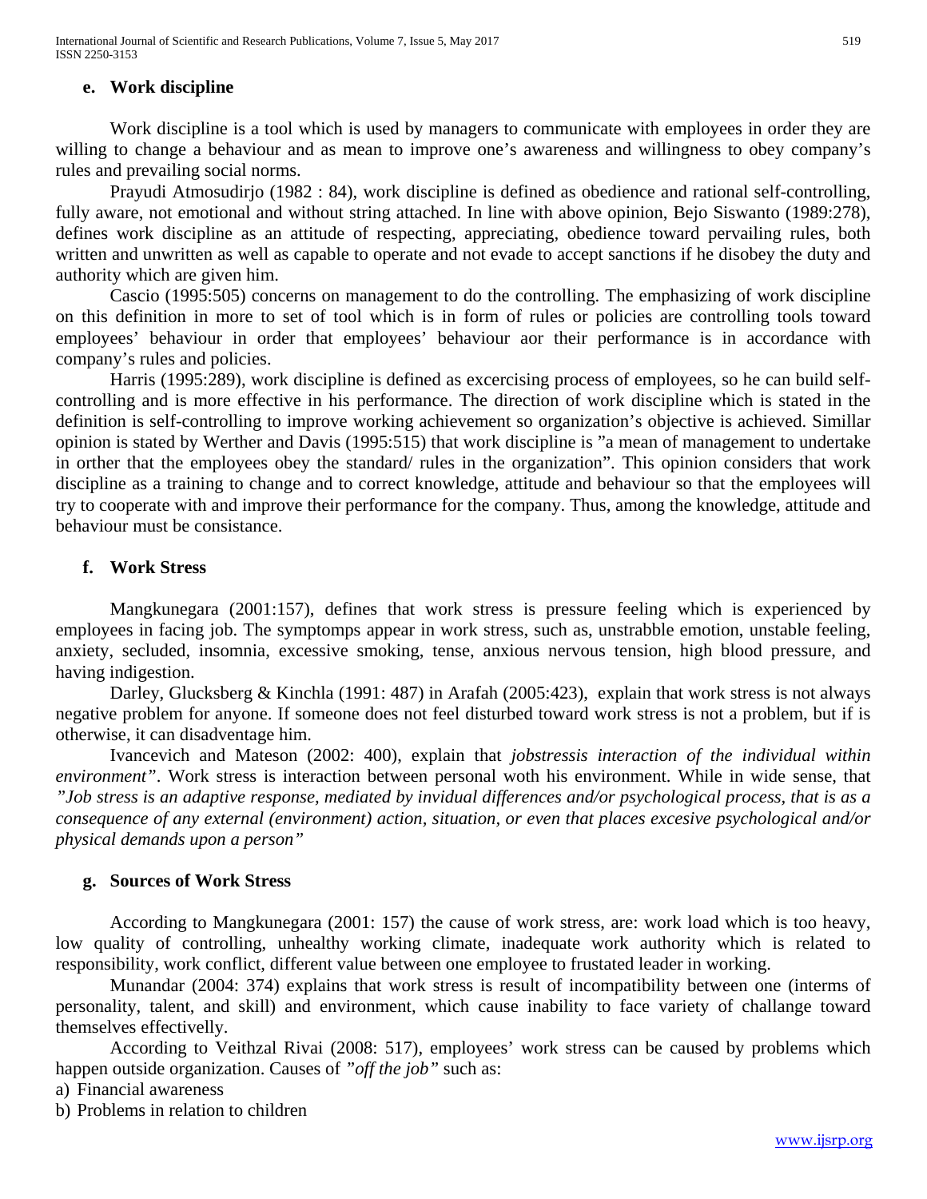### e. Work discipline

Work discipline is a tool which is used by managers to communicate with employees in order they are willing to change a behaviour and as mean to improve one's awareness and willingness to obey company's rules and prevailing social norms.

Prayudi Atmosudirjo (1982 : 84), work discipline is defined as obedience and rational self-controlling, fully aware, not emotional and without string attached. In line with above opinion, Bejo Siswanto (1989:278), defines work discipline as an attitude of respecting, appreciating, obedience toward pervailing rules, both written and unwritten as well as capable to operate and not evade to accept sanctions if he disobey the duty and authority which are given him.

Cascio (1995:505) concerns on management to do the controlling. The emphasizing of work discipline on this definition in more to set of tool which is in form of rules or policies are controlling tools toward employees' behaviour in order that employees' behaviour aor their performance is in accordance with company's rules and policies.

Harris (1995:289), work discipline is defined as excercising process of employees, so he can build self-controlling and is more effective in his performance. The direction of work discipline which is stated in the definition is self-controlling to improve working achievement so organization's objective is achieved. Simillar opinion is stated by Werther and Davis (1995:515) that work discipline is "a mean of management to undertake in orther that the employees obey the standard/ rules in the organization". This opinion considers that work discipline as a training to change and to correct knowledge, attitude and behaviour so that the employees will try to cooperate with and improve their performance for the company. Thus, among the knowledge, attitude and behaviour must be consistance.

### f. Work Stress

Mangkunegara (2001:157), defines that work stress is pressure feeling which is experienced by employees in facing job. The symptomps appear in work stress, such as, unstrabble emotion, unstable feeling, anxiety, secluded, insomnia, excessive smoking, tense, anxious nervous tension, high blood pressure, and having indigestion.

Darley, Glucksberg & Kinchla (1991: 487) in Arafah (2005:423), explain that work stress is not always negative problem for anyone. If someone does not feel disturbed toward work stress is not a problem, but if is otherwise, it can disadventage him.

Ivancevich and Mateson (2002: 400), explain that *jobstressis interaction of the individual within environment"*. Work stress is interaction between personal woth his environment. While in wide sense, that *"Job stress is an adaptive response, mediated by invidual differences and/or psychological process, that is as a consequence of any external (environment) action, situation, or even that places excesive psychological and/or physical demands upon a person"*

### g. Sources of Work Stress

According to Mangkunegara (2001: 157) the cause of work stress, are: work load which is too heavy, low quality of controlling, unhealthy working climate, inadequate work authority which is related to responsibility, work conflict, different value between one employee to frustated leader in working.

Munandar (2004: 374) explains that work stress is result of incompatibility between one (interms of personality, talent, and skill) and environment, which cause inability to face variety of challange toward themselves effectivelly.

According to Veithzal Rivai (2008: 517), employees' work stress can be caused by problems which happen outside organization. Causes of *"off the job"* such as:

a) Financial awareness
b) Problems in relation to children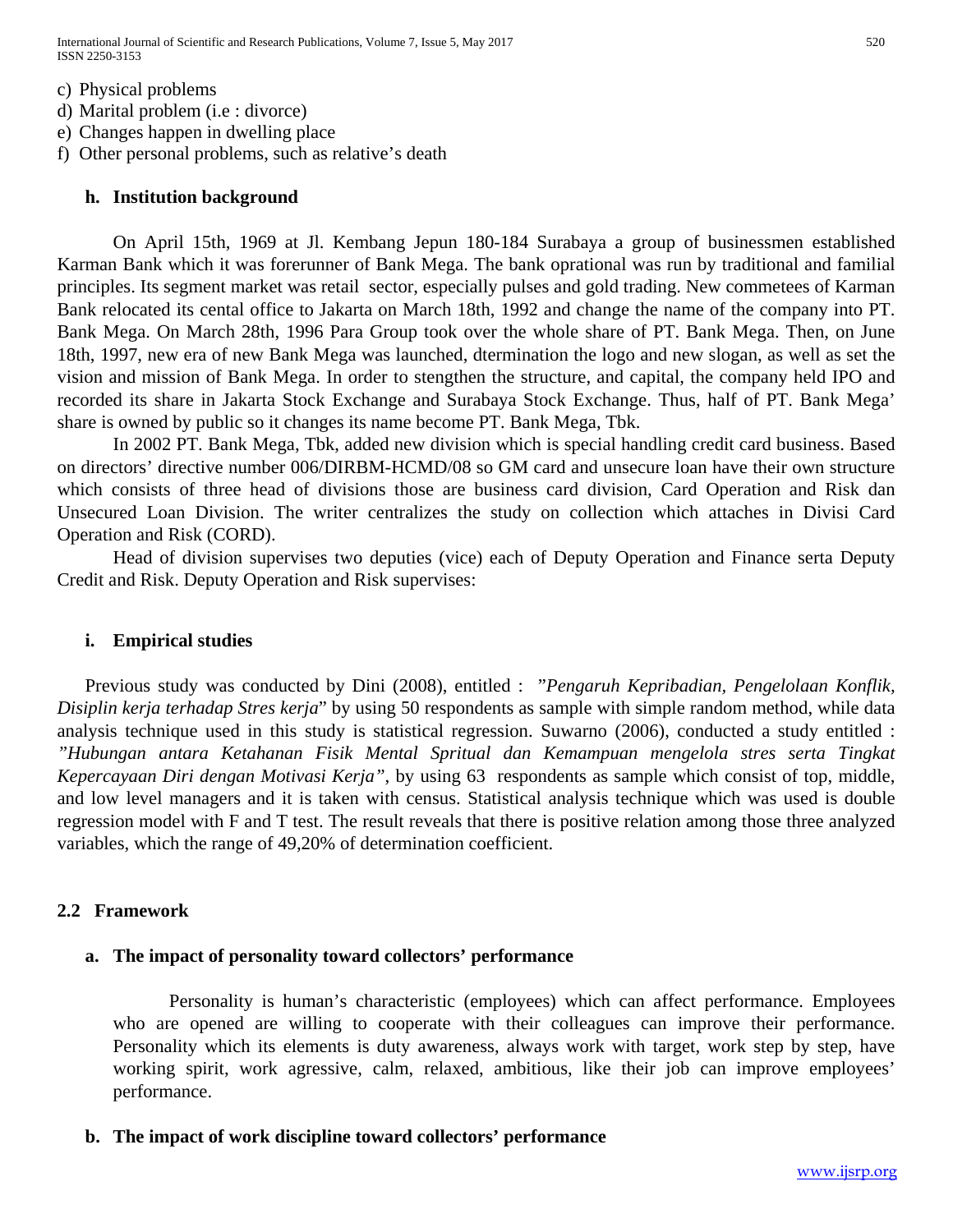c) Physical problems
d) Marital problem (i.e : divorce)
e) Changes happen in dwelling place
f) Other personal problems, such as relative's death

### h. Institution background

On April 15th, 1969 at Jl. Kembang Jepun 180-184 Surabaya a group of businessmen established Karman Bank which it was forerunner of Bank Mega. The bank oprational was run by traditional and familial principles. Its segment market was retail sector, especially pulses and gold trading. New commetees of Karman Bank relocated its cental office to Jakarta on March 18th, 1992 and change the name of the company into PT. Bank Mega. On March 28th, 1996 Para Group took over the whole share of PT. Bank Mega. Then, on June 18th, 1997, new era of new Bank Mega was launched, dtermination the logo and new slogan, as well as set the vision and mission of Bank Mega. In order to stengthen the structure, and capital, the company held IPO and recorded its share in Jakarta Stock Exchange and Surabaya Stock Exchange. Thus, half of PT. Bank Mega' share is owned by public so it changes its name become PT. Bank Mega, Tbk.

In 2002 PT. Bank Mega, Tbk, added new division which is special handling credit card business. Based on directors' directive number 006/DIRBM-HCMD/08 so GM card and unsecure loan have their own structure which consists of three head of divisions those are business card division, Card Operation and Risk dan Unsecured Loan Division. The writer centralizes the study on collection which attaches in Divisi Card Operation and Risk (CORD).

Head of division supervises two deputies (vice) each of Deputy Operation and Finance serta Deputy Credit and Risk. Deputy Operation and Risk supervises:

### i. Empirical studies

Previous study was conducted by Dini (2008), entitled : "*Pengaruh Kepribadian, Pengelolaan Konflik, Disiplin kerja terhadap Stres kerja*" by using 50 respondents as sample with simple random method, while data analysis technique used in this study is statistical regression. Suwarno (2006), conducted a study entitled : *"Hubungan antara Ketahanan Fisik Mental Spritual dan Kemampuan mengelola stres serta Tingkat Kepercayaan Diri dengan Motivasi Kerja"*, by using 63 respondents as sample which consist of top, middle, and low level managers and it is taken with census. Statistical analysis technique which was used is double regression model with F and T test. The result reveals that there is positive relation among those three analyzed variables, which the range of 49,20% of determination coefficient.

## 2.2 Framework

### a. The impact of personality toward collectors' performance

Personality is human's characteristic (employees) which can affect performance. Employees who are opened are willing to cooperate with their colleagues can improve their performance. Personality which its elements is duty awareness, always work with target, work step by step, have working spirit, work agressive, calm, relaxed, ambitious, like their job can improve employees' performance.

### b. The impact of work discipline toward collectors' performance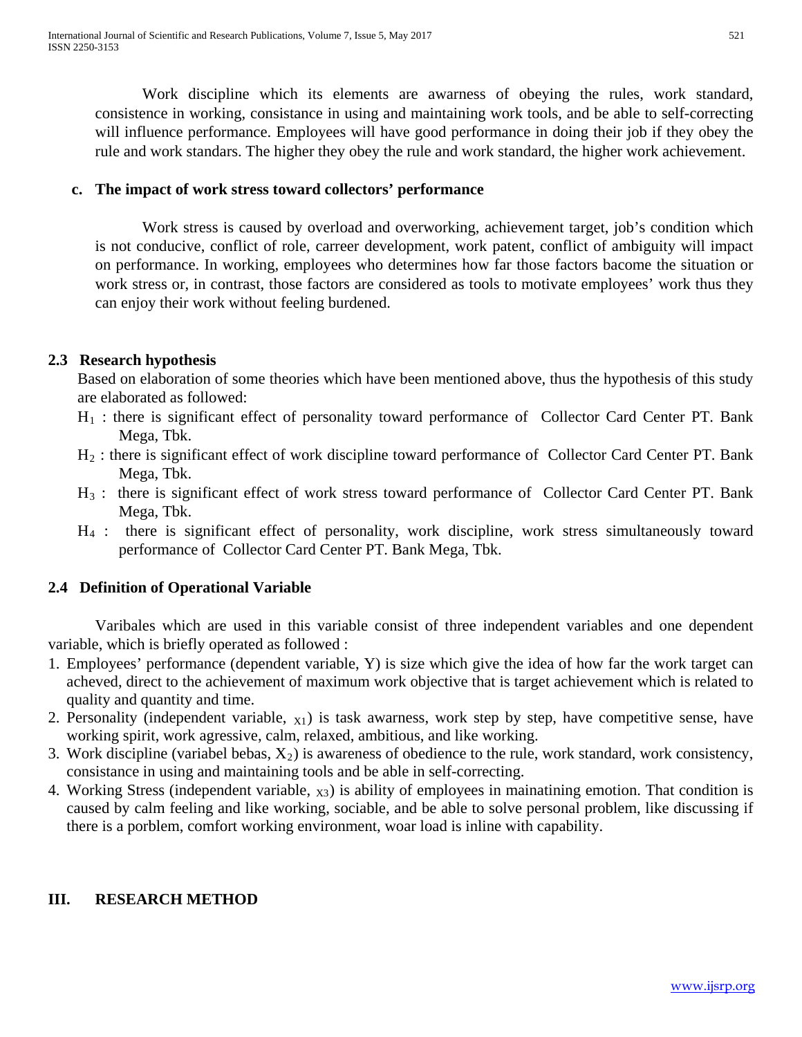Work discipline which its elements are awarness of obeying the rules, work standard, consistence in working, consistance in using and maintaining work tools, and be able to self-correcting will influence performance. Employees will have good performance in doing their job if they obey the rule and work standars. The higher they obey the rule and work standard, the higher work achievement.

**c. The impact of work stress toward collectors' performance**

Work stress is caused by overload and overworking, achievement target, job's condition which is not conducive, conflict of role, carreer development, work patent, conflict of ambiguity will impact on performance. In working, employees who determines how far those factors bacome the situation or work stress or, in contrast, those factors are considered as tools to motivate employees' work thus they can enjoy their work without feeling burdened.

## 2.3 Research hypothesis

Based on elaboration of some theories which have been mentioned above, thus the hypothesis of this study are elaborated as followed:

$H_1$ : there is significant effect of personality toward performance of Collector Card Center PT. Bank Mega, Tbk.

$H_2$ : there is significant effect of work discipline toward performance of Collector Card Center PT. Bank Mega, Tbk.

$H_3$ : there is significant effect of work stress toward performance of Collector Card Center PT. Bank Mega, Tbk.

$H_4$ : there is significant effect of personality, work discipline, work stress simultaneously toward performance of Collector Card Center PT. Bank Mega, Tbk.

## 2.4 Definition of Operational Variable

Varibales which are used in this variable consist of three independent variables and one dependent variable, which is briefly operated as followed :

1. Employees' performance (dependent variable, Y) is size which give the idea of how far the work target can acheved, direct to the achievement of maximum work objective that is target achievement which is related to quality and quantity and time.
2. Personality (independent variable, $_{X1}$) is task awarness, work step by step, have competitive sense, have working spirit, work agressive, calm, relaxed, ambitious, and like working.
3. Work discipline (variabel bebas, $X_2$) is awareness of obedience to the rule, work standard, work consistency, consistance in using and maintaining tools and be able in self-correcting.
4. Working Stress (independent variable, $_{X3}$) is ability of employees in mainatining emotion. That condition is caused by calm feeling and like working, sociable, and be able to solve personal problem, like discussing if there is a porblem, comfort working environment, woar load is inline with capability.

# III. RESEARCH METHOD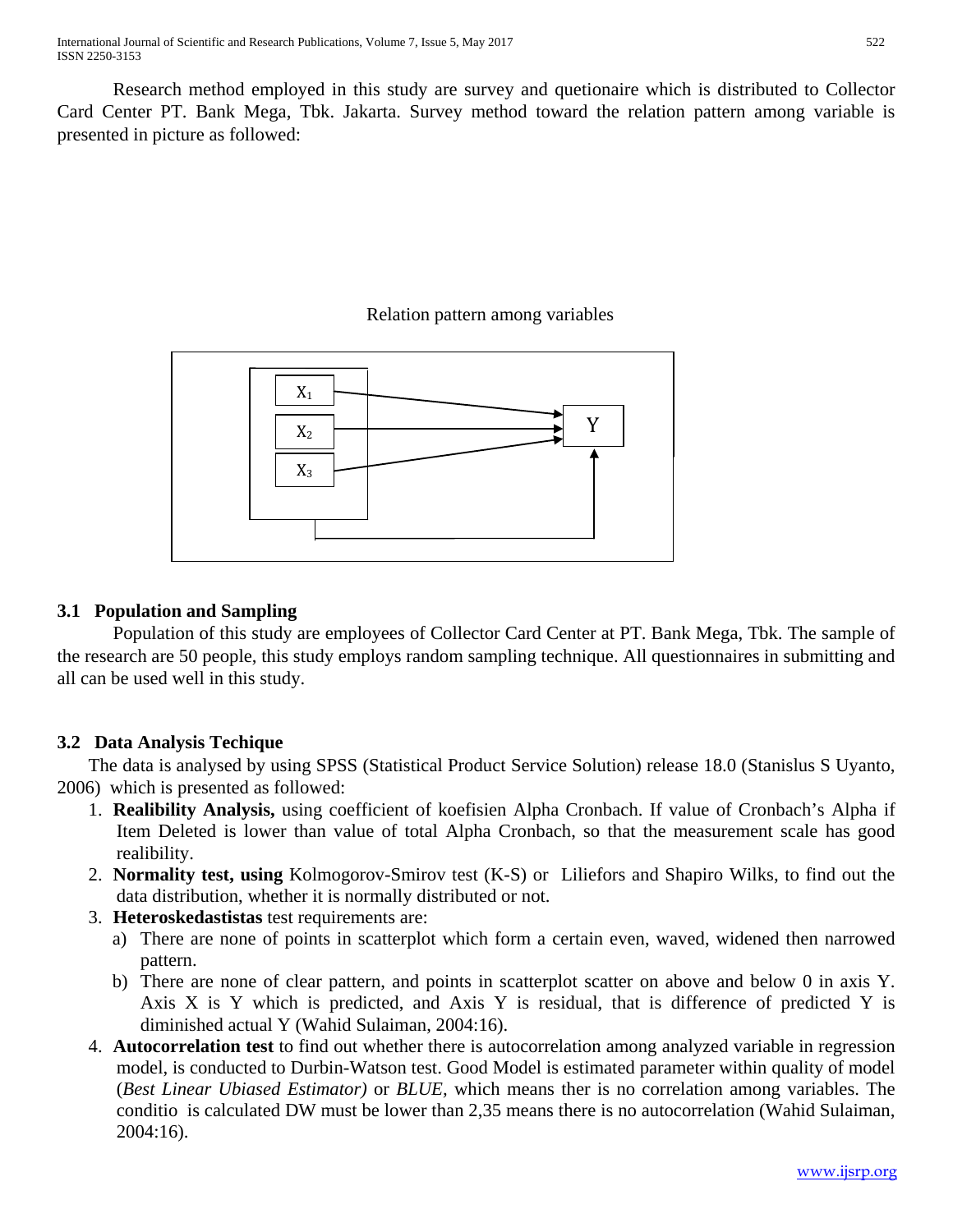Research method employed in this study are survey and quetionaire which is distributed to Collector Card Center PT. Bank Mega, Tbk. Jakarta. Survey method toward the relation pattern among variable is presented in picture as followed:

Relation pattern among variables

### 3.1 Population and Sampling

Population of this study are employees of Collector Card Center at PT. Bank Mega, Tbk. The sample of the research are 50 people, this study employs random sampling technique. All questionnaires in submitting and all can be used well in this study.

### 3.2 Data Analysis Techique

The data is analysed by using SPSS (Statistical Product Service Solution) release 18.0 (Stanislus S Uyanto, 2006) which is presented as followed:

1. **Realibility Analysis,** using coefficient of koefisien Alpha Cronbach. If value of Cronbach's Alpha if Item Deleted is lower than value of total Alpha Cronbach, so that the measurement scale has good realibility.
2. **Normality test, using** Kolmogorov-Smirov test (K-S) or Liliefors and Shapiro Wilks, to find out the data distribution, whether it is normally distributed or not.
3. **Heteroskedastistas** test requirements are:
   a) There are none of points in scatterplot which form a certain even, waved, widened then narrowed pattern.
   b) There are none of clear pattern, and points in scatterplot scatter on above and below 0 in axis Y. Axis X is Y which is predicted, and Axis Y is residual, that is difference of predicted Y is diminished actual Y (Wahid Sulaiman, 2004:16).
4. **Autocorrelation test** to find out whether there is autocorrelation among analyzed variable in regression model, is conducted to Durbin-Watson test. Good Model is estimated parameter within quality of model (*Best Linear Ubiased Estimator)* or *BLUE,* which means ther is no correlation among variables. The conditio is calculated DW must be lower than 2,35 means there is no autocorrelation (Wahid Sulaiman, 2004:16).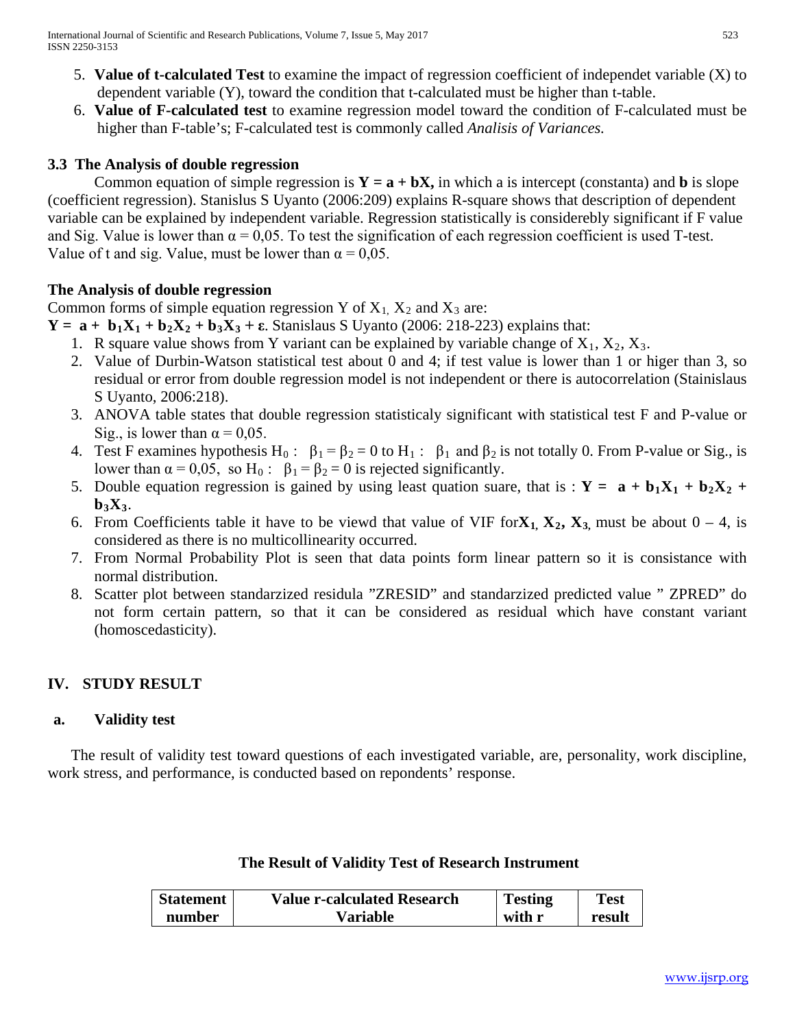5. **Value of t-calculated Test** to examine the impact of regression coefficient of independet variable (X) to dependent variable (Y), toward the condition that t-calculated must be higher than t-table.
6. **Value of F-calculated test** to examine regression model toward the condition of F-calculated must be higher than F-table's; F-calculated test is commonly called *Analisis of Variances.*

### 3.3 The Analysis of double regression

Common equation of simple regression is $\mathbf{Y = a + bX,}$ in which a is intercept (constanta) and **b** is slope (coefficient regression). Stanislus S Uyanto (2006:209) explains R-square shows that description of dependent variable can be explained by independent variable. Regression statistically is consideredly significant if F value and Sig. Value is lower than $\alpha = 0{,}05$. To test the signification of each regression coefficient is used T-test. Value of t and sig. Value, must be lower than $\alpha = 0{,}05$.

### The Analysis of double regression

Common forms of simple equation regression Y of $X_1$, $X_2$ and $X_3$ are:

$\mathbf{Y = a + b_1X_1 + b_2X_2 + b_3X_3 + \varepsilon}$. Stanislaus S Uyanto (2006: 218-223) explains that:

1. R square value shows from Y variant can be explained by variable change of $X_1$, $X_2$, $X_3$.
2. Value of Durbin-Watson statistical test about 0 and 4; if test value is lower than 1 or higer than 3, so residual or error from double regression model is not independent or there is autocorrelation (Stainislaus S Uyanto, 2006:218).
3. ANOVA table states that double regression statisticaly significant with statistical test F and P-value or Sig., is lower than $\alpha = 0{,}05$.
4. Test F examines hypothesis $H_0: \beta_1 = \beta_2 = 0$ to $H_1: \beta_1$ and $\beta_2$ is not totally 0. From P-value or Sig., is lower than $\alpha = 0{,}05$, so $H_0: \beta_1 = \beta_2 = 0$ is rejected significantly.
5. Double equation regression is gained by using least quation suare, that is : $\mathbf{Y = a + b_1X_1 + b_2X_2 + b_3X_3}$.
6. From Coefficients table it have to be viewd that value of VIF for$\mathbf{X_1}$, $\mathbf{X_2}$, $\mathbf{X_3}$, must be about 0 – 4, is considered as there is no multicollinearity occurred.
7. From Normal Probability Plot is seen that data points form linear pattern so it is consistance with normal distribution.
8. Scatter plot between standarzized residula "ZRESID" and standarzized predicted value " ZPRED" do not form certain pattern, so that it can be considered as residual which have constant variant (homoscedasticity).

## IV. STUDY RESULT

### a. Validity test

The result of validity test toward questions of each investigated variable, are, personality, work discipline, work stress, and performance, is conducted based on repondents' response.

**The Result of Validity Test of Research Instrument**

| Statement number | Value r-calculated Research Variable | Testing with r | Test result |
|---|---|---|---|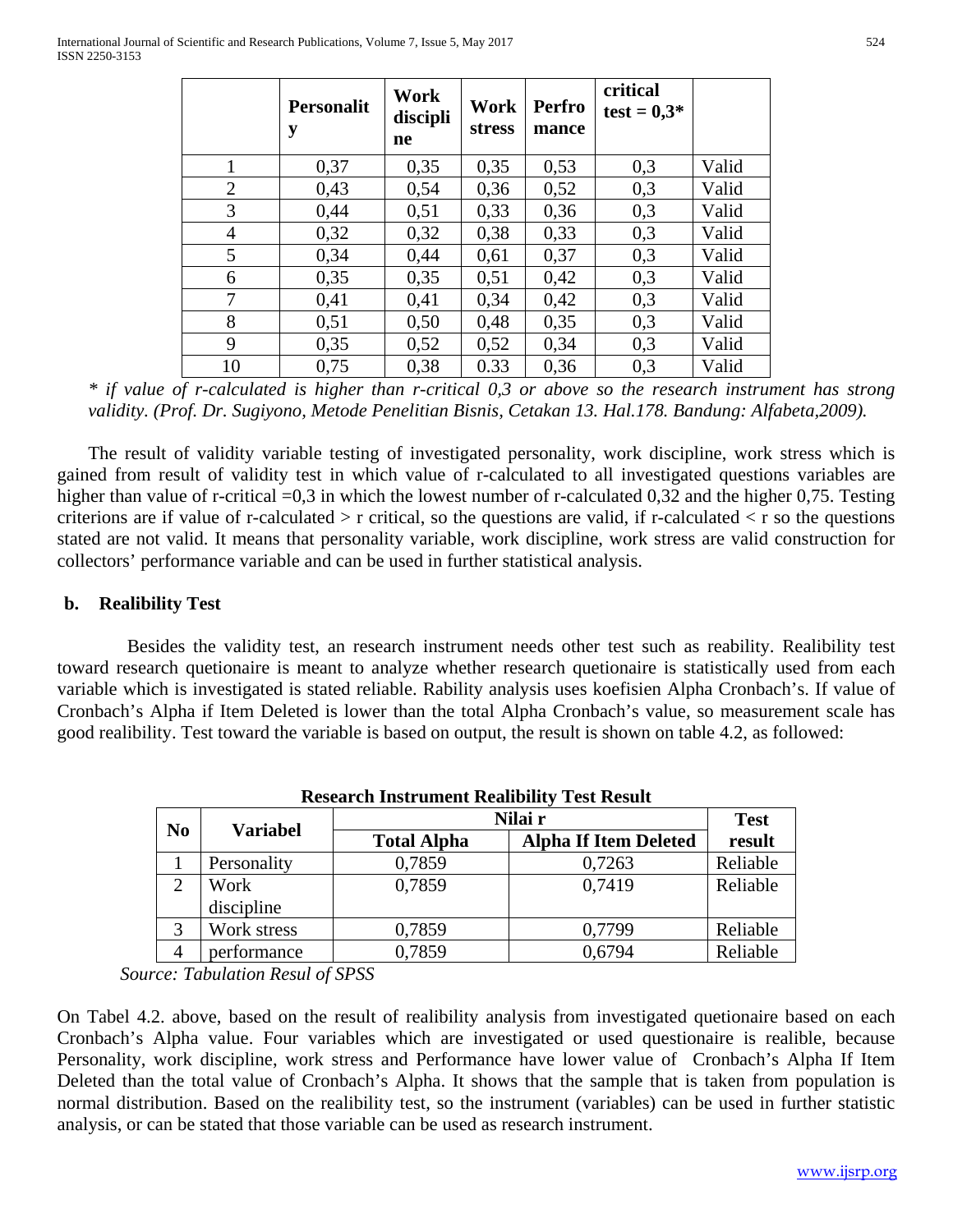|  | **Personality** | **Work discipline** | **Work stress** | **Performance** | **critical test = 0,3*** |  |
|---|---|---|---|---|---|---|
| 1 | 0,37 | 0,35 | 0,35 | 0,53 | 0,3 | Valid |
| 2 | 0,43 | 0,54 | 0,36 | 0,52 | 0,3 | Valid |
| 3 | 0,44 | 0,51 | 0,33 | 0,36 | 0,3 | Valid |
| 4 | 0,32 | 0,32 | 0,38 | 0,33 | 0,3 | Valid |
| 5 | 0,34 | 0,44 | 0,61 | 0,37 | 0,3 | Valid |
| 6 | 0,35 | 0,35 | 0,51 | 0,42 | 0,3 | Valid |
| 7 | 0,41 | 0,41 | 0,34 | 0,42 | 0,3 | Valid |
| 8 | 0,51 | 0,50 | 0,48 | 0,35 | 0,3 | Valid |
| 9 | 0,35 | 0,52 | 0,52 | 0,34 | 0,3 | Valid |
| 10 | 0,75 | 0,38 | 0.33 | 0,36 | 0,3 | Valid |

*\* if value of r-calculated is higher than r-critical 0,3 or above so the research instrument has strong validity. (Prof. Dr. Sugiyono, Metode Penelitian Bisnis, Cetakan 13. Hal.178. Bandung: Alfabeta,2009).*

The result of validity variable testing of investigated personality, work discipline, work stress which is gained from result of validity test in which value of r-calculated to all investigated questions variables are higher than value of r-critical =0,3 in which the lowest number of r-calculated 0,32 and the higher 0,75. Testing criterions are if value of r-calculated > r critical, so the questions are valid, if r-calculated < r so the questions stated are not valid. It means that personality variable, work discipline, work stress are valid construction for collectors' performance variable and can be used in further statistical analysis.

**b. Realibility Test**

Besides the validity test, an research instrument needs other test such as reability. Realibility test toward research quetionaire is meant to analyze whether research quetionaire is statistically used from each variable which is investigated is stated reliable. Rability analysis uses koefisien Alpha Cronbach's. If value of Cronbach's Alpha if Item Deleted is lower than the total Alpha Cronbach's value, so measurement scale has good realibility. Test toward the variable is based on output, the result is shown on table 4.2, as followed:

**Research Instrument Realibility Test Result**

| No | Variabel | Nilai r |  | Test result |
|---|---|---|---|---|
|  |  | Total Alpha | Alpha If Item Deleted |  |
| 1 | Personality | 0,7859 | 0,7263 | Reliable |
| 2 | Work discipline | 0,7859 | 0,7419 | Reliable |
| 3 | Work stress | 0,7859 | 0,7799 | Reliable |
| 4 | performance | 0,7859 | 0,6794 | Reliable |

*Source: Tabulation Resul of SPSS*

On Tabel 4.2. above, based on the result of realibility analysis from investigated quetionaire based on each Cronbach's Alpha value. Four variables which are investigated or used questionaire is realible, because Personality, work discipline, work stress and Performance have lower value of Cronbach's Alpha If Item Deleted than the total value of Cronbach's Alpha. It shows that the sample that is taken from population is normal distribution. Based on the realibility test, so the instrument (variables) can be used in further statistic analysis, or can be stated that those variable can be used as research instrument.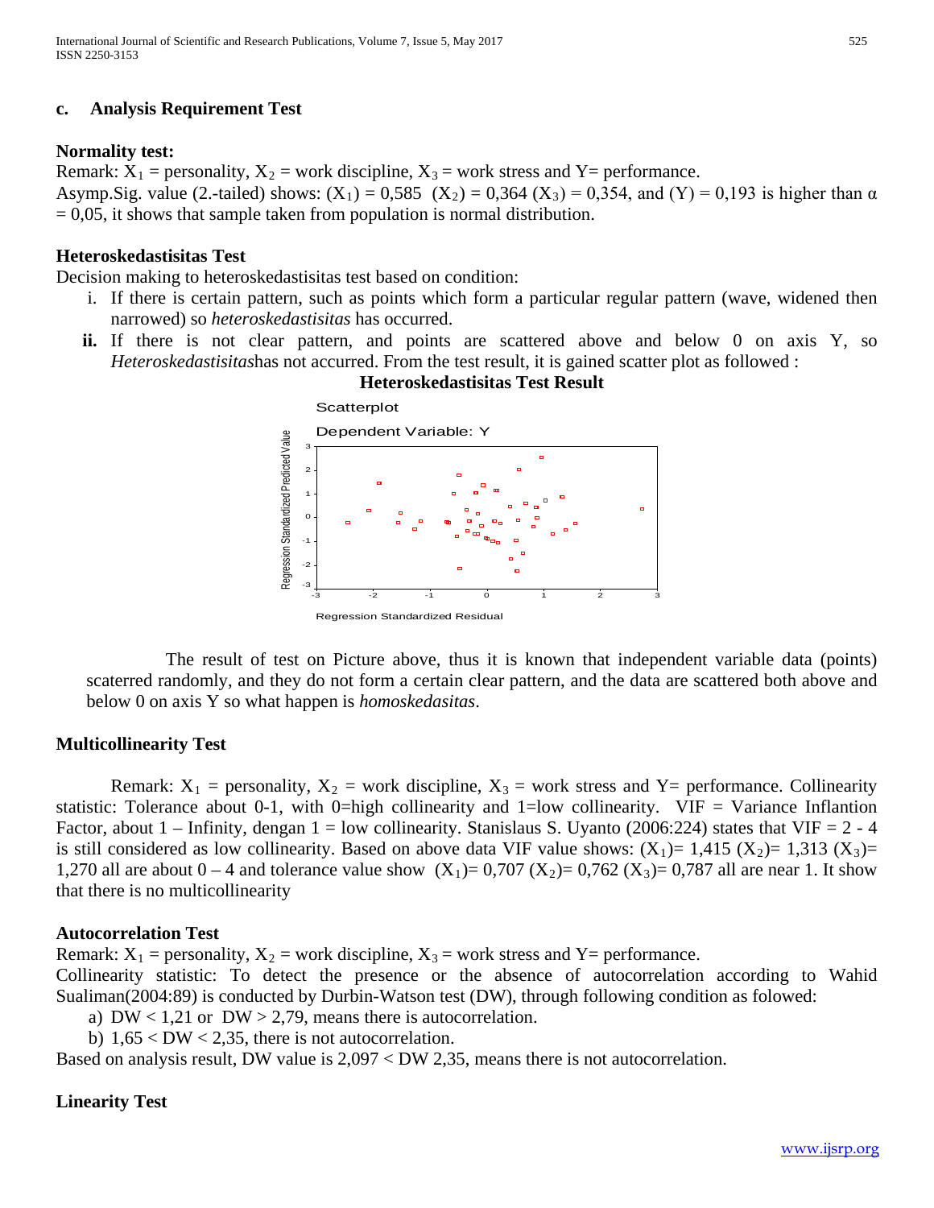### c. Analysis Requirement Test

**Normality test:**

Remark: $X_1$ = personality, $X_2$ = work discipline, $X_3$ = work stress and Y= performance.
Asymp.Sig. value (2.-tailed) shows: ($X_1$) = 0,585 ($X_2$) = 0,364 ($X_3$) = 0,354, and (Y) = 0,193 is higher than $\alpha$ = 0,05, it shows that sample taken from population is normal distribution.

**Heteroskedastisitas Test**

Decision making to heteroskedastisitas test based on condition:

i. If there is certain pattern, such as points which form a particular regular pattern (wave, widened then narrowed) so *heteroskedastisitas* has occurred.
ii. If there is not clear pattern, and points are scattered above and below 0 on axis Y, so *Heteroskedastisitas*has not accurred. From the test result, it is gained scatter plot as followed :

**Heteroskedastisitas Test Result**

Scatterplot

Dependent Variable: Y

Regression Standardized Predicted Value

Regression Standardized Residual

The result of test on Picture above, thus it is known that independent variable data (points) scaterred randomly, and they do not form a certain clear pattern, and the data are scattered both above and below 0 on axis Y so what happen is *homoskedasitas*.

**Multicollinearity Test**

Remark: $X_1$ = personality, $X_2$ = work discipline, $X_3$ = work stress and Y= performance. Collinearity statistic: Tolerance about 0-1, with 0=high collinearity and 1=low collinearity. VIF = Variance Inflantion Factor, about 1 – Infinity, dengan 1 = low collinearity. Stanislaus S. Uyanto (2006:224) states that VIF = 2 - 4 is still considered as low collinearity. Based on above data VIF value shows: ($X_1$)= 1,415 ($X_2$)= 1,313 ($X_3$)= 1,270 all are about 0 – 4 and tolerance value show ($X_1$)= 0,707 ($X_2$)= 0,762 ($X_3$)= 0,787 all are near 1. It show that there is no multicollinearity

**Autocorrelation Test**

Remark: $X_1$ = personality, $X_2$ = work discipline, $X_3$ = work stress and Y= performance.
Collinearity statistic: To detect the presence or the absence of autocorrelation according to Wahid Sualiman(2004:89) is conducted by Durbin-Watson test (DW), through following condition as folowed:

a) DW < 1,21 or DW > 2,79, means there is autocorrelation.
b) 1,65 < DW < 2,35, there is not autocorrelation.

Based on analysis result, DW value is 2,097 < DW 2,35, means there is not autocorrelation.

**Linearity Test**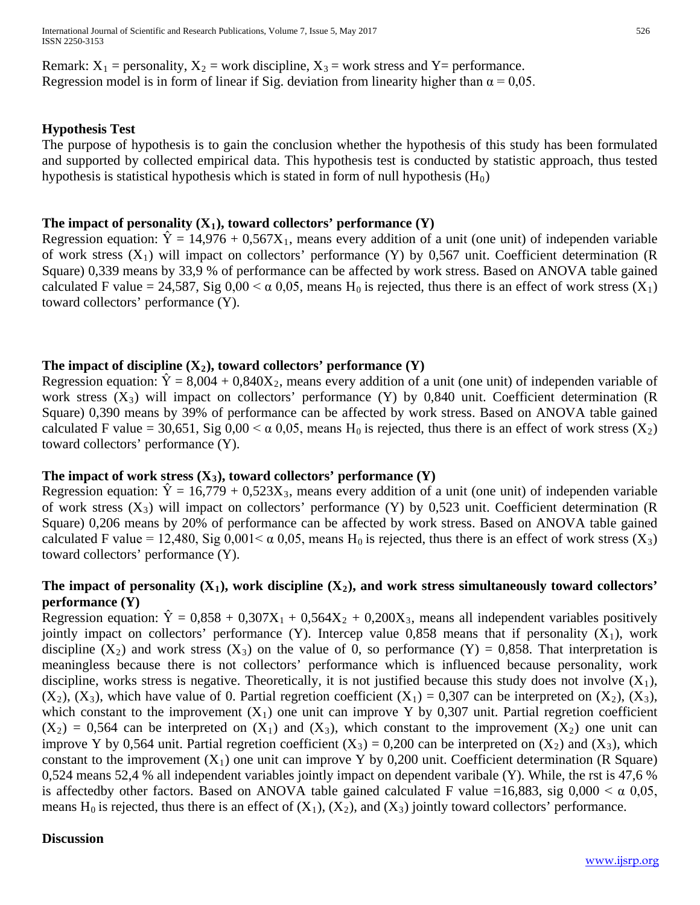Remark: $X_1$ = personality, $X_2$ = work discipline, $X_3$ = work stress and Y= performance.
Regression model is in form of linear if Sig. deviation from linearity higher than $\alpha = 0{,}05$.

**Hypothesis Test**

The purpose of hypothesis is to gain the conclusion whether the hypothesis of this study has been formulated and supported by collected empirical data. This hypothesis test is conducted by statistic approach, thus tested hypothesis is statistical hypothesis which is stated in form of null hypothesis ($H_0$)

**The impact of personality ($X_1$), toward collectors' performance (Y)**

Regression equation: $\hat{Y} = 14{,}976 + 0{,}567X_1$, means every addition of a unit (one unit) of independen variable of work stress ($X_1$) will impact on collectors' performance (Y) by 0,567 unit. Coefficient determination (R Square) 0,339 means by 33,9 % of performance can be affected by work stress. Based on ANOVA table gained calculated F value = 24,587, Sig $0{,}00 < \alpha$ 0,05, means $H_0$ is rejected, thus there is an effect of work stress ($X_1$) toward collectors' performance (Y).

**The impact of discipline ($X_2$), toward collectors' performance (Y)**

Regression equation: $\hat{Y} = 8{,}004 + 0{,}840X_2$, means every addition of a unit (one unit) of independen variable of work stress ($X_3$) will impact on collectors' performance (Y) by 0,840 unit. Coefficient determination (R Square) 0,390 means by 39% of performance can be affected by work stress. Based on ANOVA table gained calculated F value = 30,651, Sig $0{,}00 < \alpha$ 0,05, means $H_0$ is rejected, thus there is an effect of work stress ($X_2$) toward collectors' performance (Y).

**The impact of work stress ($X_3$), toward collectors' performance (Y)**

Regression equation: $\hat{Y} = 16{,}779 + 0{,}523X_3$, means every addition of a unit (one unit) of independen variable of work stress ($X_3$) will impact on collectors' performance (Y) by 0,523 unit. Coefficient determination (R Square) 0,206 means by 20% of performance can be affected by work stress. Based on ANOVA table gained calculated F value = 12,480, Sig $0{,}001 < \alpha$ 0,05, means $H_0$ is rejected, thus there is an effect of work stress ($X_3$) toward collectors' performance (Y).

**The impact of personality ($X_1$), work discipline ($X_2$), and work stress simultaneously toward collectors' performance (Y)**

Regression equation: $\hat{Y} = 0{,}858 + 0{,}307X_1 + 0{,}564X_2 + 0{,}200X_3$, means all independent variables positively jointly impact on collectors' performance (Y). Intercep value 0,858 means that if personality ($X_1$), work discipline ($X_2$) and work stress ($X_3$) on the value of 0, so performance (Y) = 0,858. That interpretation is meaningless because there is not collectors' performance which is influenced because personality, work discipline, works stress is negative. Theoretically, it is not justified because this study does not involve ($X_1$), ($X_2$), ($X_3$), which have value of 0. Partial regretion coefficient ($X_1$) = 0,307 can be interpreted on ($X_2$), ($X_3$), which constant to the improvement ($X_1$) one unit can improve Y by 0,307 unit. Partial regretion coefficient ($X_2$) = 0,564 can be interpreted on ($X_1$) and ($X_3$), which constant to the improvement ($X_2$) one unit can improve Y by 0,564 unit. Partial regretion coefficient ($X_3$) = 0,200 can be interpreted on ($X_2$) and ($X_3$), which constant to the improvement ($X_1$) one unit can improve Y by 0,200 unit. Coefficient determination (R Square) 0,524 means 52,4 % all independent variables jointly impact on dependent varibale (Y). While, the rst is 47,6 % is affectedby other factors. Based on ANOVA table gained calculated F value =16,883, sig $0{,}000 < \alpha$ 0,05, means $H_0$ is rejected, thus there is an effect of ($X_1$), ($X_2$), and ($X_3$) jointly toward collectors' performance.

**Discussion**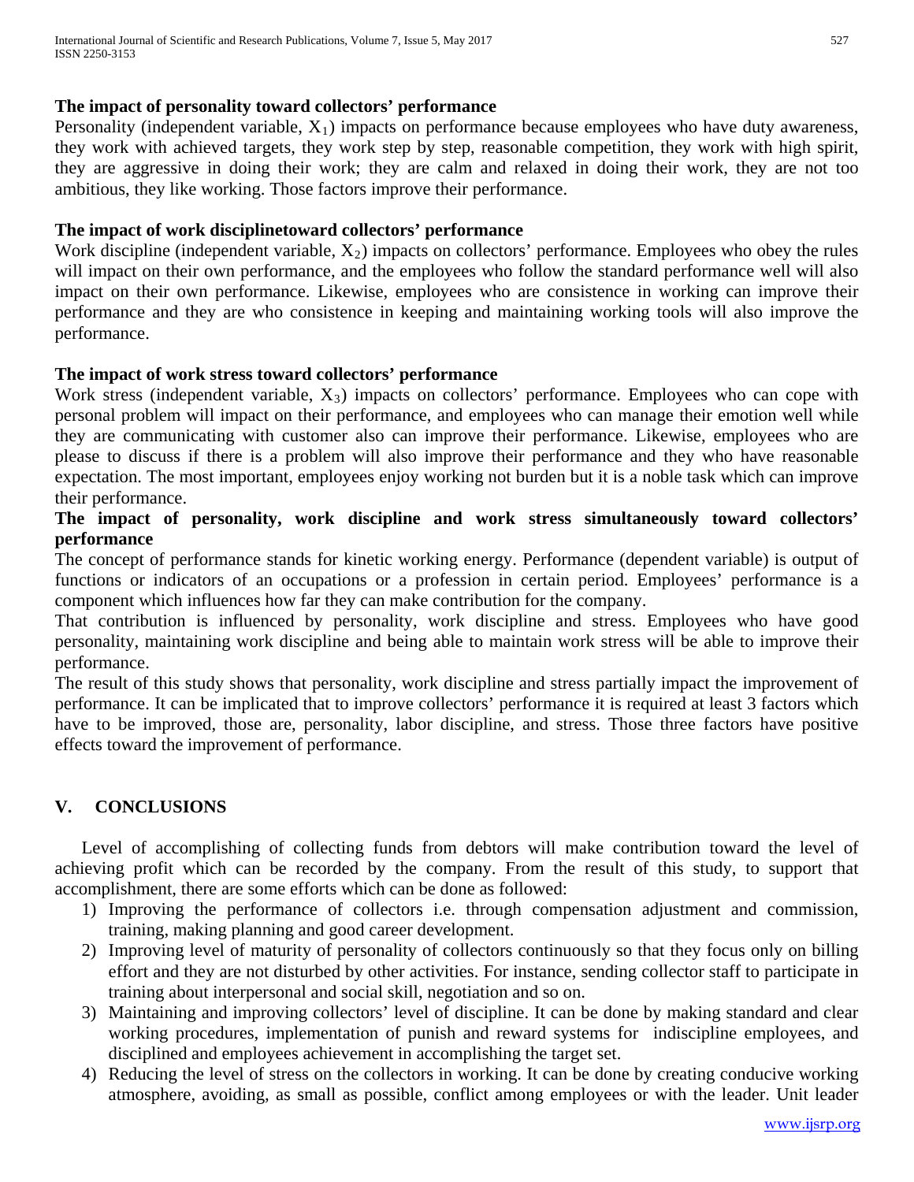### The impact of personality toward collectors' performance

Personality (independent variable, $X_1$) impacts on performance because employees who have duty awareness, they work with achieved targets, they work step by step, reasonable competition, they work with high spirit, they are aggressive in doing their work; they are calm and relaxed in doing their work, they are not too ambitious, they like working. Those factors improve their performance.

### The impact of work disciplinetoward collectors' performance

Work discipline (independent variable, $X_2$) impacts on collectors' performance. Employees who obey the rules will impact on their own performance, and the employees who follow the standard performance well will also impact on their own performance. Likewise, employees who are consistence in working can improve their performance and they are who consistence in keeping and maintaining working tools will also improve the performance.

### The impact of work stress toward collectors' performance

Work stress (independent variable, $X_3$) impacts on collectors' performance. Employees who can cope with personal problem will impact on their performance, and employees who can manage their emotion well while they are communicating with customer also can improve their performance. Likewise, employees who are please to discuss if there is a problem will also improve their performance and they who have reasonable expectation. The most important, employees enjoy working not burden but it is a noble task which can improve their performance.

### The impact of personality, work discipline and work stress simultaneously toward collectors' performance

The concept of performance stands for kinetic working energy. Performance (dependent variable) is output of functions or indicators of an occupations or a profession in certain period. Employees' performance is a component which influences how far they can make contribution for the company.

That contribution is influenced by personality, work discipline and stress. Employees who have good personality, maintaining work discipline and being able to maintain work stress will be able to improve their performance.

The result of this study shows that personality, work discipline and stress partially impact the improvement of performance. It can be implicated that to improve collectors' performance it is required at least 3 factors which have to be improved, those are, personality, labor discipline, and stress. Those three factors have positive effects toward the improvement of performance.

## V. CONCLUSIONS

Level of accomplishing of collecting funds from debtors will make contribution toward the level of achieving profit which can be recorded by the company. From the result of this study, to support that accomplishment, there are some efforts which can be done as followed:

1) Improving the performance of collectors i.e. through compensation adjustment and commission, training, making planning and good career development.
2) Improving level of maturity of personality of collectors continuously so that they focus only on billing effort and they are not disturbed by other activities. For instance, sending collector staff to participate in training about interpersonal and social skill, negotiation and so on.
3) Maintaining and improving collectors' level of discipline. It can be done by making standard and clear working procedures, implementation of punish and reward systems for indiscipline employees, and disciplined and employees achievement in accomplishing the target set.
4) Reducing the level of stress on the collectors in working. It can be done by creating conducive working atmosphere, avoiding, as small as possible, conflict among employees or with the leader. Unit leader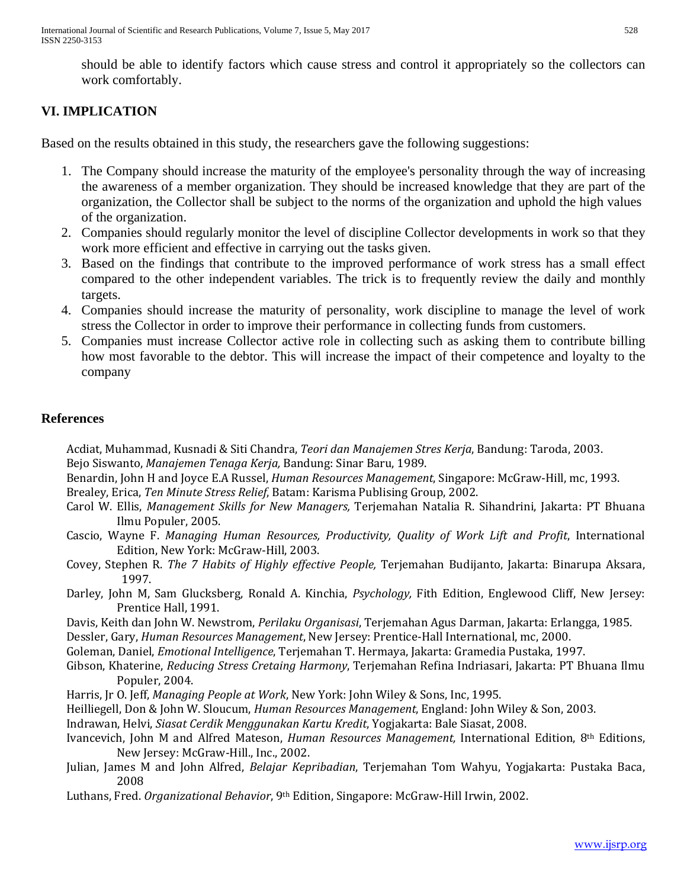should be able to identify factors which cause stress and control it appropriately so the collectors can work comfortably.

## VI. IMPLICATION

Based on the results obtained in this study, the researchers gave the following suggestions:

1. The Company should increase the maturity of the employee's personality through the way of increasing the awareness of a member organization. They should be increased knowledge that they are part of the organization, the Collector shall be subject to the norms of the organization and uphold the high values of the organization.
2. Companies should regularly monitor the level of discipline Collector developments in work so that they work more efficient and effective in carrying out the tasks given.
3. Based on the findings that contribute to the improved performance of work stress has a small effect compared to the other independent variables. The trick is to frequently review the daily and monthly targets.
4. Companies should increase the maturity of personality, work discipline to manage the level of work stress the Collector in order to improve their performance in collecting funds from customers.
5. Companies must increase Collector active role in collecting such as asking them to contribute billing how most favorable to the debtor. This will increase the impact of their competence and loyalty to the company

## References

Acdiat, Muhammad, Kusnadi & Siti Chandra, *Teori dan Manajemen Stres Kerja*, Bandung: Taroda, 2003.

Bejo Siswanto, *Manajemen Tenaga Kerja,* Bandung: Sinar Baru, 1989.

Benardin, John H and Joyce E.A Russel, *Human Resources Management*, Singapore: McGraw-Hill, mc, 1993.

Brealey, Erica, *Ten Minute Stress Relief*, Batam: Karisma Publising Group, 2002.

Carol W. Ellis, *Management Skills for New Managers,* Terjemahan Natalia R. Sihandrini, Jakarta: PT Bhuana Ilmu Populer, 2005.

Cascio, Wayne F. *Managing Human Resources, Productivity, Quality of Work Lift and Profit*, International Edition, New York: McGraw-Hill, 2003.

Covey, Stephen R. *The 7 Habits of Highly effective People,* Terjemahan Budijanto, Jakarta: Binarupa Aksara, 1997.

Darley, John M, Sam Glucksberg, Ronald A. Kinchia, *Psychology,* Fith Edition, Englewood Cliff, New Jersey: Prentice Hall, 1991.

Davis, Keith dan John W. Newstrom, *Perilaku Organisasi*, Terjemahan Agus Darman, Jakarta: Erlangga, 1985.

Dessler, Gary, *Human Resources Management*, New Jersey: Prentice-Hall International, mc, 2000.

Goleman, Daniel, *Emotional Intelligence*, Terjemahan T. Hermaya, Jakarta: Gramedia Pustaka, 1997.

Gibson, Khaterine, *Reducing Stress Cretaing Harmony*, Terjemahan Refina Indriasari, Jakarta: PT Bhuana Ilmu Populer, 2004.

Harris, Jr O. Jeff, *Managing People at Work*, New York: John Wiley & Sons, Inc, 1995.

Heilliegell, Don & John W. Sloucum, *Human Resources Management*, England: John Wiley & Son, 2003.

Indrawan, Helvi, *Siasat Cerdik Menggunakan Kartu Kredit*, Yogjakarta: Bale Siasat, 2008.

Ivancevich, John M and Alfred Mateson, *Human Resources Management,* International Edition, 8th Editions, New Jersey: McGraw-Hill., Inc., 2002.

Julian, James M and John Alfred, *Belajar Kepribadian*, Terjemahan Tom Wahyu, Yogjakarta: Pustaka Baca, 2008

Luthans, Fred. *Organizational Behavior*, 9th Edition, Singapore: McGraw-Hill Irwin, 2002.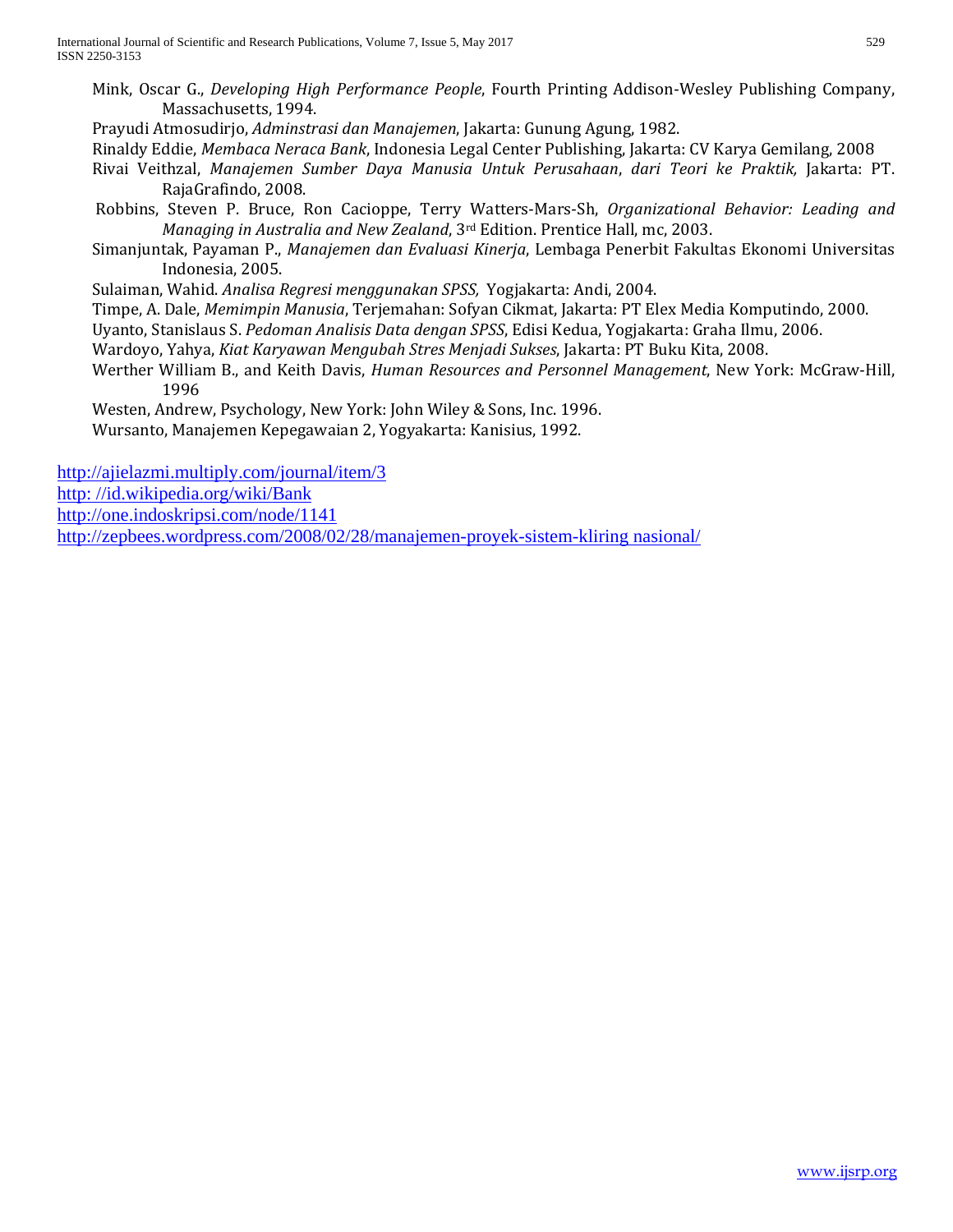Mink, Oscar G., *Developing High Performance People*, Fourth Printing Addison-Wesley Publishing Company, Massachusetts, 1994.

Prayudi Atmosudirjo, *Adminstrasi dan Manajemen*, Jakarta: Gunung Agung, 1982.

Rinaldy Eddie, *Membaca Neraca Bank*, Indonesia Legal Center Publishing, Jakarta: CV Karya Gemilang, 2008

Rivai Veithzal, *Manajemen Sumber Daya Manusia Untuk Perusahaan*, *dari Teori ke Praktik,* Jakarta: PT. RajaGrafindo, 2008.

Robbins, Steven P. Bruce, Ron Cacioppe, Terry Watters-Mars-Sh, *Organizational Behavior: Leading and Managing in Australia and New Zealand*, 3rd Edition. Prentice Hall, mc, 2003.

Simanjuntak, Payaman P., *Manajemen dan Evaluasi Kinerja*, Lembaga Penerbit Fakultas Ekonomi Universitas Indonesia, 2005.

Sulaiman, Wahid. *Analisa Regresi menggunakan SPSS,* Yogjakarta: Andi, 2004.

Timpe, A. Dale, *Memimpin Manusia*, Terjemahan: Sofyan Cikmat, Jakarta: PT Elex Media Komputindo, 2000.

Uyanto, Stanislaus S. *Pedoman Analisis Data dengan SPSS*, Edisi Kedua, Yogjakarta: Graha Ilmu, 2006.

Wardoyo, Yahya, *Kiat Karyawan Mengubah Stres Menjadi Sukses*, Jakarta: PT Buku Kita, 2008.

Werther William B., and Keith Davis, *Human Resources and Personnel Management*, New York: McGraw-Hill, 1996

Westen, Andrew, Psychology, New York: John Wiley & Sons, Inc. 1996.

Wursanto, Manajemen Kepegawaian 2, Yogyakarta: Kanisius, 1992.

http://ajielazmi.multiply.com/journal/item/3

http: //id.wikipedia.org/wiki/Bank

http://one.indoskripsi.com/node/1141

http://zepbees.wordpress.com/2008/02/28/manajemen-proyek-sistem-kliring nasional/